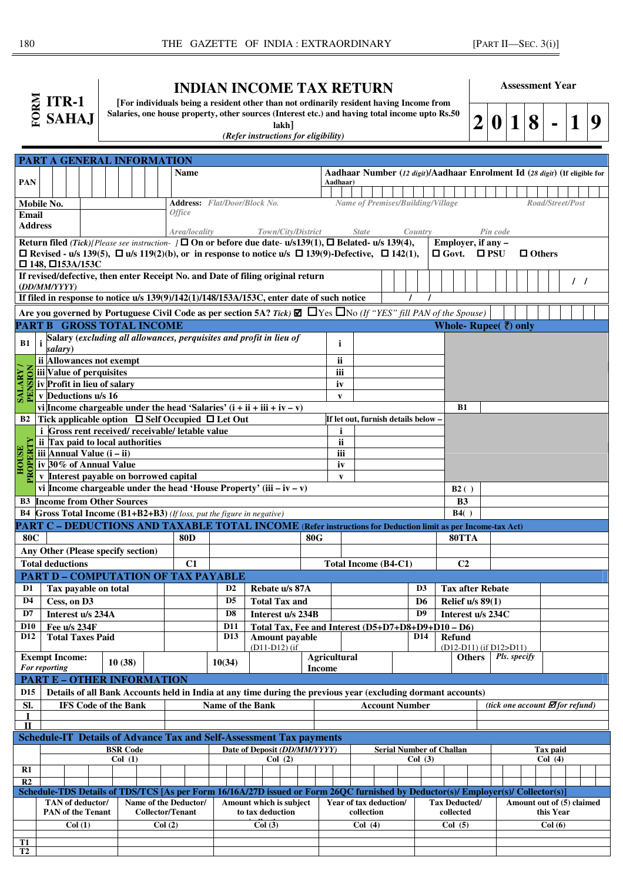# FORM ITR-1 SAHAJ

## INDIAN INCOME TAX RETURN

**[For individuals being a resident other than not ordinarily resident having Income from Salaries, one house property, other sources (Interest etc.) and having total income upto Rs.50 lakh]**

*(Refer instructions for eligibility)*

**Assessment Year** 2018-19

## PART A GENERAL INFORMATION

| | | |
|---|---|---|
| **PAN** | **Name** | **Aadhaar Number** (*12 digit*)/**Aadhaar Enrolment Id** (*28 digit*) (**If eligible for Aadhaar**) |
| **Mobile No.** | **Address:** *Flat/Door/Block No.* | *Name of Premises/Building/Village* *Road/Street/Post Office* |
| **Email Address** | *Area/locality* *Town/City/District* | *State* *Country* *Pin code* |

**Return filed** *(Tick)[Please see instruction- ]* ☐ **On or before due date- u/s139(1),** ☐ **Belated- u/s 139(4),** ☐ **Revised - u/s 139(5),** ☐ **u/s 119(2)(b), or in response to notice u/s** ☐ **139(9)-Defective,** ☐ **142(1),** ☐ **148,** ☐**153A/153C**

**Employer, if any –** ☐ **Govt.** ☐ **PSU** ☐ **Others**

**If revised/defective, then enter Receipt No. and Date of filing original return** *(DD/MM/YYYY)* / /

**If filed in response to notice u/s 139(9)/142(1)/148/153A/153C, enter date of such notice** / /

**Are you governed by Portuguese Civil Code as per section 5A?** *Tick)* ☑ ☐Yes ☐No *(If "YES" fill PAN of the Spouse)*

## PART B GROSS TOTAL INCOME

**Whole- Rupee(₹) only**

| | | | | | |
|---|---|---|---|---|---|
| **B1** SALARY / PENSION | i | **Salary** (*excluding all allowances, perquisites and profit in lieu of salary*) | i | | |
| | ii | **Allowances not exempt** | ii | | |
| | iii | **Value of perquisites** | iii | | |
| | iv | **Profit in lieu of salary** | iv | | |
| | v | **Deductions u/s 16** | v | | |
| | vi | **Income chargeable under the head 'Salaries' (i + ii + iii + iv – v)** | | **B1** | |
| **B2** HOUSE PROPERTY | | **Tick applicable option** ☐ **Self Occupied** ☐ **Let Out** | **If let out, furnish details below –** | | |
| | i | **Gross rent received/ receivable/ letable value** | i | | |
| | ii | **Tax paid to local authorities** | ii | | |
| | iii | **Annual Value (i – ii)** | iii | | |
| | iv | **30% of Annual Value** | iv | | |
| | v | **Interest payable on borrowed capital** | v | | |
| | vi | **Income chargeable under the head 'House Property' (iii – iv – v)** | | **B2 ( )** | |
| **B3** | | **Income from Other Sources** | | **B3** | |
| **B4** | | **Gross Total Income (B1+B2+B3)** *(If loss, put the figure in negative)* | | **B4( )** | |

## PART C – DEDUCTIONS AND TAXABLE TOTAL INCOME (Refer instructions for Deduction limit as per Income-tax Act)

| | | | | | | | |
|---|---|---|---|---|---|---|---|
| **80C** | | **80D** | | **80G** | | **80TTA** | |
| **Any Other (Please specify section)** | | | | | | | |
| **Total deductions** | | **C1** | | **Total Income (B4-C1)** | | **C2** | |

## PART D – COMPUTATION OF TAX PAYABLE

| | | | | | | | | |
|---|---|---|---|---|---|---|---|---|
| **D1** | **Tax payable on total** | | **D2** | **Rebate u/s 87A** | | **D3** | **Tax after Rebate** | |
| **D4** | **Cess, on D3** | | **D5** | **Total Tax and** | | **D6** | **Relief u/s 89(1)** | |
| **D7** | **Interest u/s 234A** | | **D8** | **Interest u/s 234B** | | **D9** | **Interest u/s 234C** | |
| **D10** | **Fee u/s 234F** | | **D11** | **Total Tax, Fee and Interest (D5+D7+D8+D9+D10 – D6)** | | | | |
| **D12** | **Total Taxes Paid** | | **D13** | **Amount payable** (D11-D12) (if | | **D14** | **Refund** (D12-D11) (if D12>D11) | |

| | | | | | | | | |
|---|---|---|---|---|---|---|---|---|
| **Exempt Income:** *For reporting* | **10 (38)** | | **10(34)** | | **Agricultural Income** | | **Others** | *Pls. specify* |

## PART E – OTHER INFORMATION

**D15** **Details of all Bank Accounts held in India at any time during the previous year (excluding dormant accounts)**

| **Sl.** | **IFS Code of the Bank** | **Name of the Bank** | **Account Number** | *(tick one account ☑ for refund)* |
|---|---|---|---|---|
| **I** | | | | |
| **II** | | | | |

### Schedule-IT Details of Advance Tax and Self-Assessment Tax payments

| | **BSR Code** Col (1) | **Date of Deposit** *(DD/MM/YYYY)* Col (2) | **Serial Number of Challan** Col (3) | **Tax paid** Col (4) |
|---|---|---|---|---|
| **R1** | | | | |
| **R2** | | | | |

### Schedule-TDS Details of TDS/TCS [As per Form 16/16A/27D issued or Form 26QC furnished by Deductor(s)/ Employer(s)/ Collector(s)]

| | **TAN of deductor/ PAN of the Tenant** | **Name of the Deductor/ Collector/Tenant** | **Amount which is subject to tax deduction** | **Year of tax deduction/ collection** | **Tax Deducted/ collected** | **Amount out of (5) claimed this Year** |
|---|---|---|---|---|---|---|
| | Col (1) | Col (2) | Col (3) | Col (4) | Col (5) | Col (6) |
| **T1** | | | | | | |
| **T2** | | | | | | |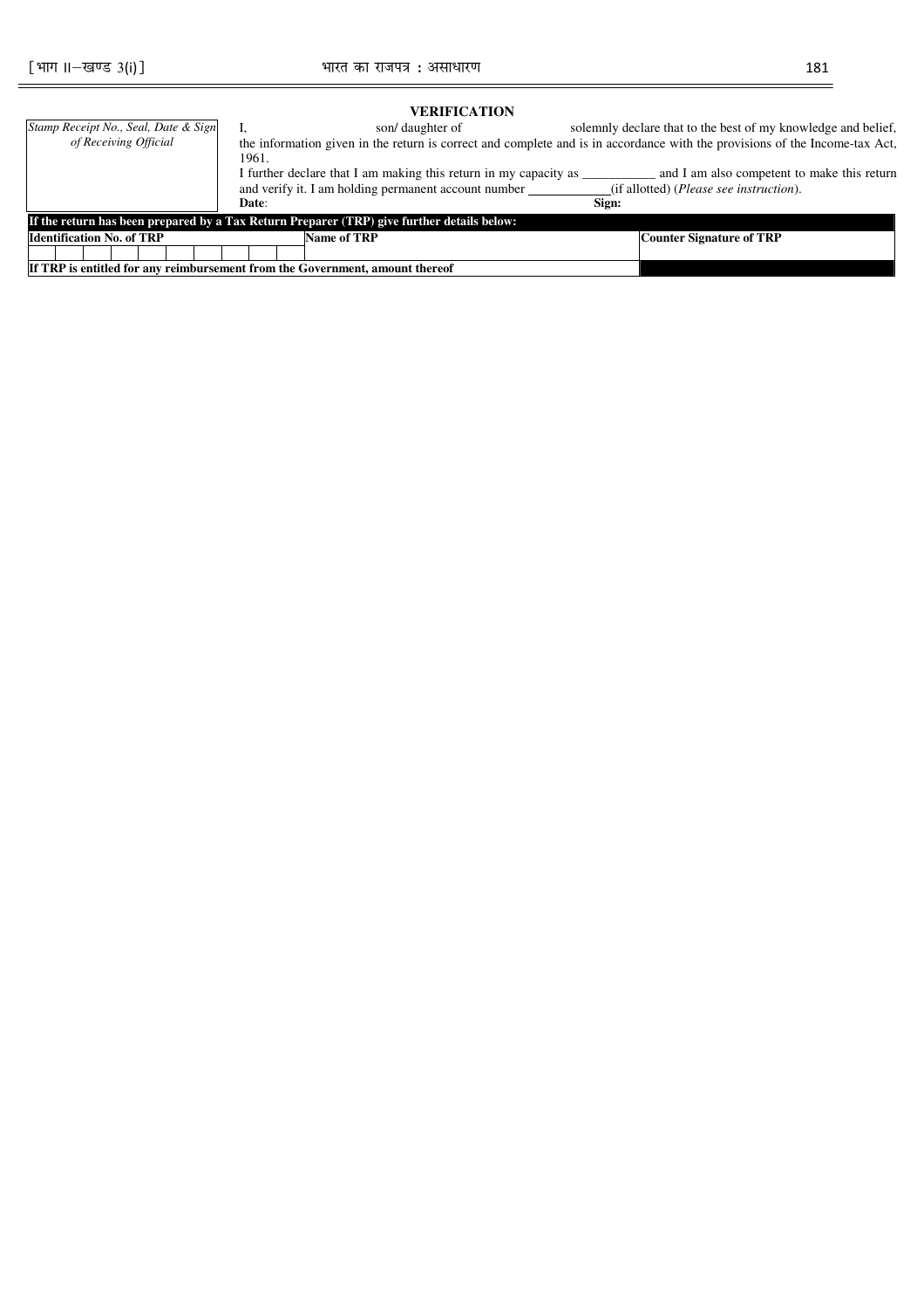## VERIFICATION

| | |
|---|---|
| *Stamp Receipt No., Seal, Date & Sign of Receiving Official* | I, son/ daughter of solemnly declare that to the best of my knowledge and belief, the information given in the return is correct and complete and is in accordance with the provisions of the Income-tax Act, 1961.<br>I further declare that I am making this return in my capacity as ___________ and I am also competent to make this return and verify it. I am holding permanent account number ____________(if allotted) (*Please see instruction*).<br>**Date**: **Sign:** |

| **If the return has been prepared by a Tax Return Preparer (TRP) give further details below:** | | |
|---|---|---|
| **Identification No. of TRP** | **Name of TRP** | **Counter Signature of TRP** |
| | | |
| **If TRP is entitled for any reimbursement from the Government, amount thereof** | | |